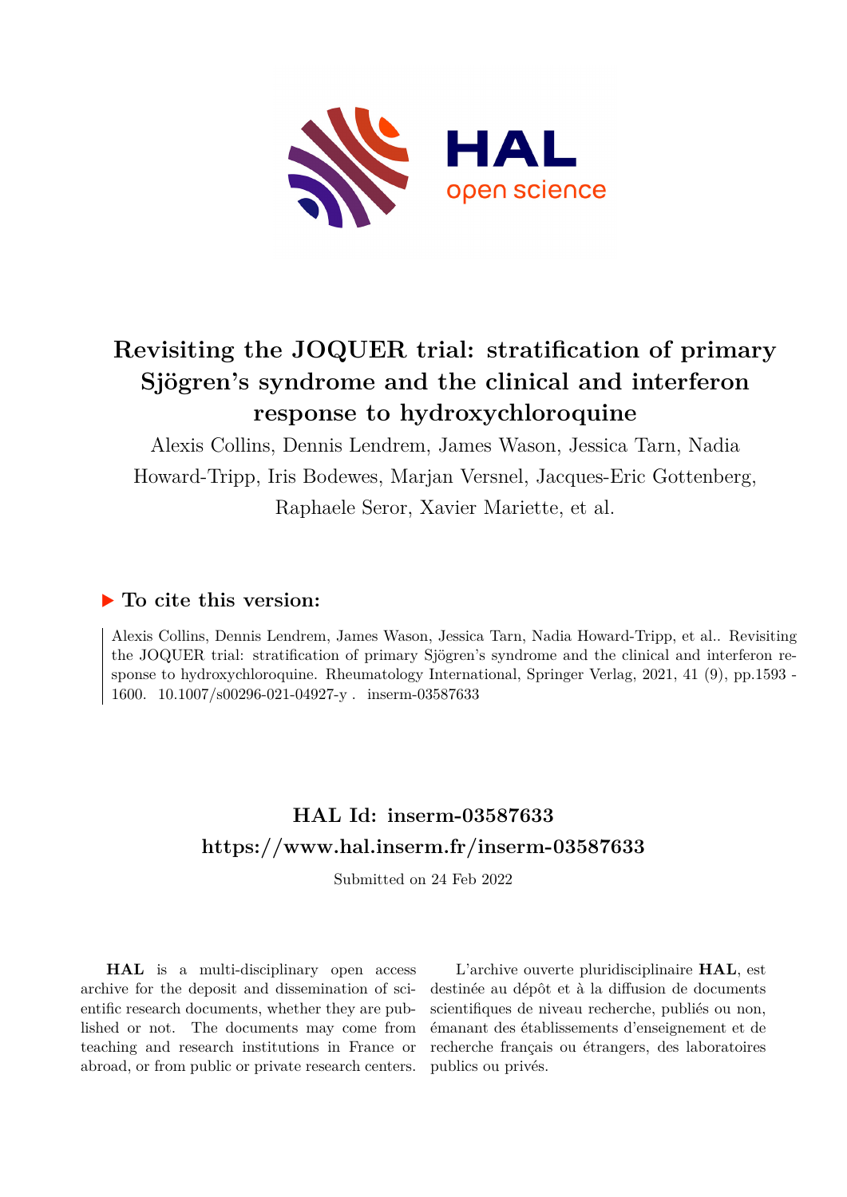# Revisiting the JOQUER trial: stratification of primary Sjögren's syndrome and the clinical and interferon response to hydroxychloroquine

Alexis Collins, Dennis Lendrem, James Wason, Jessica Tarn, Nadia Howard-Tripp, Iris Bodewes, Marjan Versnel, Jacques-Eric Gottenberg, Raphaele Seror, Xavier Mariette, et al.

## ▶ To cite this version:

Alexis Collins, Dennis Lendrem, James Wason, Jessica Tarn, Nadia Howard-Tripp, et al.. Revisiting the JOQUER trial: stratification of primary Sjögren's syndrome and the clinical and interferon response to hydroxychloroquine. Rheumatology International, Springer Verlag, 2021, 41 (9), pp.1593 - 1600. 10.1007/s00296-021-04927-y . inserm-03587633

## HAL Id: inserm-03587633

## https://www.hal.inserm.fr/inserm-03587633

Submitted on 24 Feb 2022

**HAL** is a multi-disciplinary open access archive for the deposit and dissemination of scientific research documents, whether they are published or not. The documents may come from teaching and research institutions in France or abroad, or from public or private research centers.

L'archive ouverte pluridisciplinaire **HAL**, est destinée au dépôt et à la diffusion de documents scientifiques de niveau recherche, publiés ou non, émanant des établissements d'enseignement et de recherche français ou étrangers, des laboratoires publics ou privés.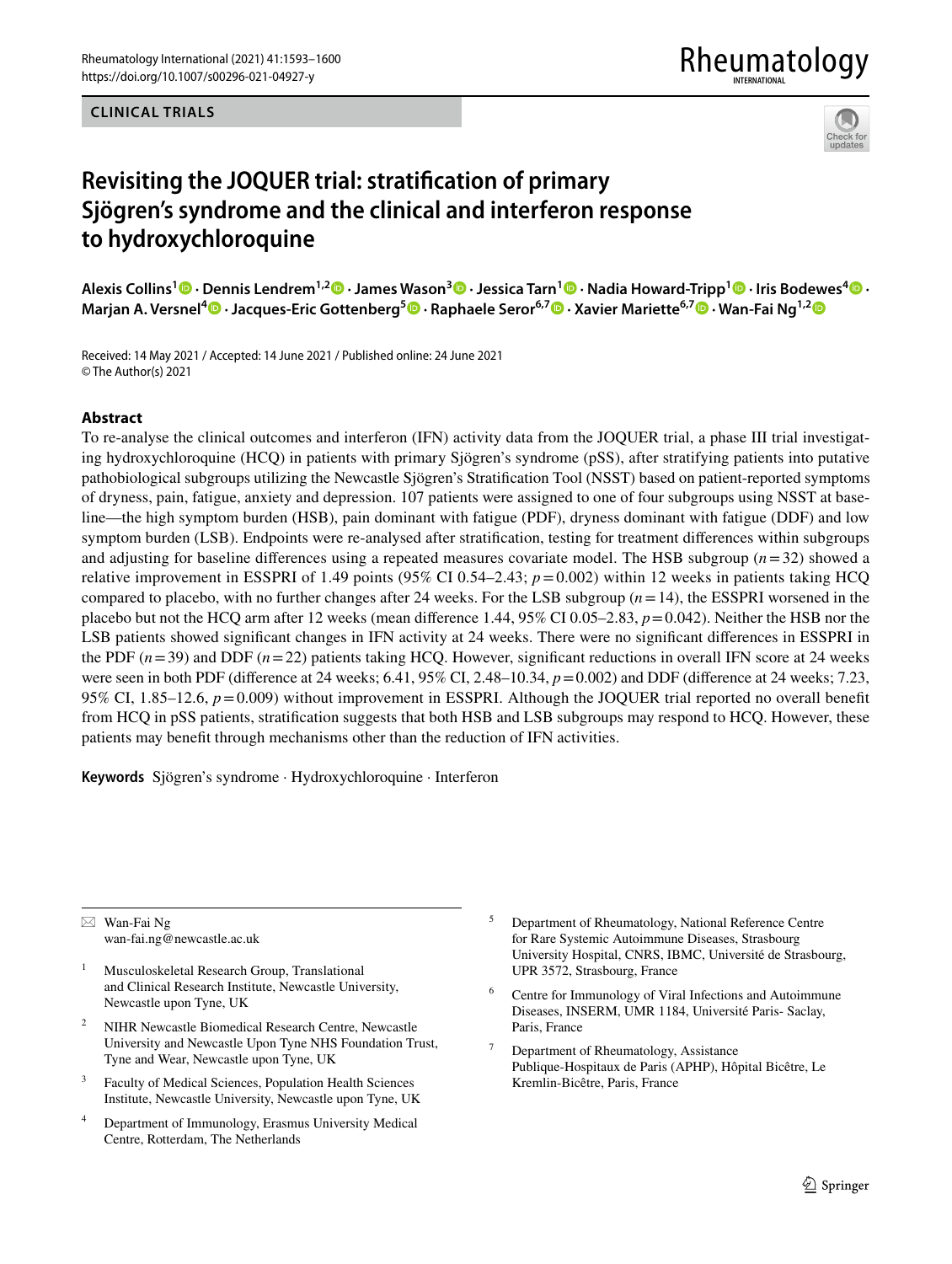CLINICAL TRIALS

# Revisiting the JOQUER trial: stratification of primary Sjögren's syndrome and the clinical and interferon response to hydroxychloroquine

**Alexis Collins[1] · Dennis Lendrem[1,2] · James Wason[3] · Jessica Tarn[1] · Nadia Howard-Tripp[1] · Iris Bodewes[4] · Marjan A. Versnel[4] · Jacques-Eric Gottenberg[5] · Raphaele Seror[6,7] · Xavier Mariette[6,7] · Wan-Fai Ng[1,2]**

Received: 14 May 2021 / Accepted: 14 June 2021 / Published online: 24 June 2021
© The Author(s) 2021

## Abstract

To re-analyse the clinical outcomes and interferon (IFN) activity data from the JOQUER trial, a phase III trial investigating hydroxychloroquine (HCQ) in patients with primary Sjögren's syndrome (pSS), after stratifying patients into putative pathobiological subgroups utilizing the Newcastle Sjögren's Stratification Tool (NSST) based on patient-reported symptoms of dryness, pain, fatigue, anxiety and depression. 107 patients were assigned to one of four subgroups using NSST at baseline—the high symptom burden (HSB), pain dominant with fatigue (PDF), dryness dominant with fatigue (DDF) and low symptom burden (LSB). Endpoints were re-analysed after stratification, testing for treatment differences within subgroups and adjusting for baseline differences using a repeated measures covariate model. The HSB subgroup ($n=32$) showed a relative improvement in ESSPRI of 1.49 points (95% CI 0.54–2.43; $p=0.002$) within 12 weeks in patients taking HCQ compared to placebo, with no further changes after 24 weeks. For the LSB subgroup ($n=14$), the ESSPRI worsened in the placebo but not the HCQ arm after 12 weeks (mean difference 1.44, 95% CI 0.05–2.83, $p=0.042$). Neither the HSB nor the LSB patients showed significant changes in IFN activity at 24 weeks. There were no significant differences in ESSPRI in the PDF ($n=39$) and DDF ($n=22$) patients taking HCQ. However, significant reductions in overall IFN score at 24 weeks were seen in both PDF (difference at 24 weeks; 6.41, 95% CI, 2.48–10.34, $p=0.002$) and DDF (difference at 24 weeks; 7.23, 95% CI, 1.85–12.6, $p=0.009$) without improvement in ESSPRI. Although the JOQUER trial reported no overall benefit from HCQ in pSS patients, stratification suggests that both HSB and LSB subgroups may respond to HCQ. However, these patients may benefit through mechanisms other than the reduction of IFN activities.

**Keywords** Sjögren's syndrome · Hydroxychloroquine · Interferon

✉ Wan-Fai Ng
wan-fai.ng@newcastle.ac.uk

1. Musculoskeletal Research Group, Translational and Clinical Research Institute, Newcastle University, Newcastle upon Tyne, UK
2. NIHR Newcastle Biomedical Research Centre, Newcastle University and Newcastle Upon Tyne NHS Foundation Trust, Tyne and Wear, Newcastle upon Tyne, UK
3. Faculty of Medical Sciences, Population Health Sciences Institute, Newcastle University, Newcastle upon Tyne, UK
4. Department of Immunology, Erasmus University Medical Centre, Rotterdam, The Netherlands
5. Department of Rheumatology, National Reference Centre for Rare Systemic Autoimmune Diseases, Strasbourg University Hospital, CNRS, IBMC, Université de Strasbourg, UPR 3572, Strasbourg, France
6. Centre for Immunology of Viral Infections and Autoimmune Diseases, INSERM, UMR 1184, Université Paris- Saclay, Paris, France
7. Department of Rheumatology, Assistance Publique-Hospitaux de Paris (APHP), Hôpital Bicêtre, Le Kremlin-Bicêtre, Paris, France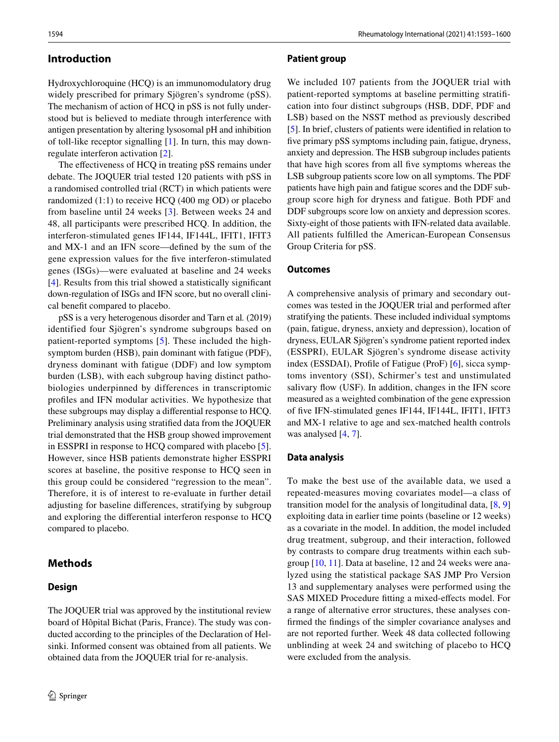## Introduction

Hydroxychloroquine (HCQ) is an immunomodulatory drug widely prescribed for primary Sjögren's syndrome (pSS). The mechanism of action of HCQ in pSS is not fully understood but is believed to mediate through interference with antigen presentation by altering lysosomal pH and inhibition of toll-like receptor signalling [1]. In turn, this may downregulate interferon activation [2].

The effectiveness of HCQ in treating pSS remains under debate. The JOQUER trial tested 120 patients with pSS in a randomised controlled trial (RCT) in which patients were randomized (1:1) to receive HCQ (400 mg OD) or placebo from baseline until 24 weeks [3]. Between weeks 24 and 48, all participants were prescribed HCQ. In addition, the interferon-stimulated genes IF144, IF144L, IFIT1, IFIT3 and MX-1 and an IFN score—defined by the sum of the gene expression values for the five interferon-stimulated genes (ISGs)—were evaluated at baseline and 24 weeks [4]. Results from this trial showed a statistically significant down-regulation of ISGs and IFN score, but no overall clinical benefit compared to placebo.

pSS is a very heterogenous disorder and Tarn et al. (2019) identified four Sjögren's syndrome subgroups based on patient-reported symptoms [5]. These included the high-symptom burden (HSB), pain dominant with fatigue (PDF), dryness dominant with fatigue (DDF) and low symptom burden (LSB), with each subgroup having distinct pathobiologies underpinned by differences in transcriptomic profiles and IFN modular activities. We hypothesize that these subgroups may display a differential response to HCQ. Preliminary analysis using stratified data from the JOQUER trial demonstrated that the HSB group showed improvement in ESSPRI in response to HCQ compared with placebo [5]. However, since HSB patients demonstrate higher ESSPRI scores at baseline, the positive response to HCQ seen in this group could be considered "regression to the mean". Therefore, it is of interest to re-evaluate in further detail adjusting for baseline differences, stratifying by subgroup and exploring the differential interferon response to HCQ compared to placebo.

## Methods

### Design

The JOQUER trial was approved by the institutional review board of Hôpital Bichat (Paris, France). The study was conducted according to the principles of the Declaration of Helsinki. Informed consent was obtained from all patients. We obtained data from the JOQUER trial for re-analysis.

### Patient group

We included 107 patients from the JOQUER trial with patient-reported symptoms at baseline permitting stratification into four distinct subgroups (HSB, DDF, PDF and LSB) based on the NSST method as previously described [5]. In brief, clusters of patients were identified in relation to five primary pSS symptoms including pain, fatigue, dryness, anxiety and depression. The HSB subgroup includes patients that have high scores from all five symptoms whereas the LSB subgroup patients score low on all symptoms. The PDF patients have high pain and fatigue scores and the DDF subgroup score high for dryness and fatigue. Both PDF and DDF subgroups score low on anxiety and depression scores. Sixty-eight of those patients with IFN-related data available. All patients fulfilled the American-European Consensus Group Criteria for pSS.

### Outcomes

A comprehensive analysis of primary and secondary outcomes was tested in the JOQUER trial and performed after stratifying the patients. These included individual symptoms (pain, fatigue, dryness, anxiety and depression), location of dryness, EULAR Sjögren's syndrome patient reported index (ESSPRI), EULAR Sjögren's syndrome disease activity index (ESSDAI), Profile of Fatigue (ProF) [6], sicca symptoms inventory (SSI), Schirmer's test and unstimulated salivary flow (USF). In addition, changes in the IFN score measured as a weighted combination of the gene expression of five IFN-stimulated genes IF144, IF144L, IFIT1, IFIT3 and MX-1 relative to age and sex-matched health controls was analysed [4, 7].

### Data analysis

To make the best use of the available data, we used a repeated-measures moving covariates model—a class of transition model for the analysis of longitudinal data, [8, 9] exploiting data in earlier time points (baseline or 12 weeks) as a covariate in the model. In addition, the model included drug treatment, subgroup, and their interaction, followed by contrasts to compare drug treatments within each subgroup [10, 11]. Data at baseline, 12 and 24 weeks were analyzed using the statistical package SAS JMP Pro Version 13 and supplementary analyses were performed using the SAS MIXED Procedure fitting a mixed-effects model. For a range of alternative error structures, these analyses confirmed the findings of the simpler covariance analyses and are not reported further. Week 48 data collected following unblinding at week 24 and switching of placebo to HCQ were excluded from the analysis.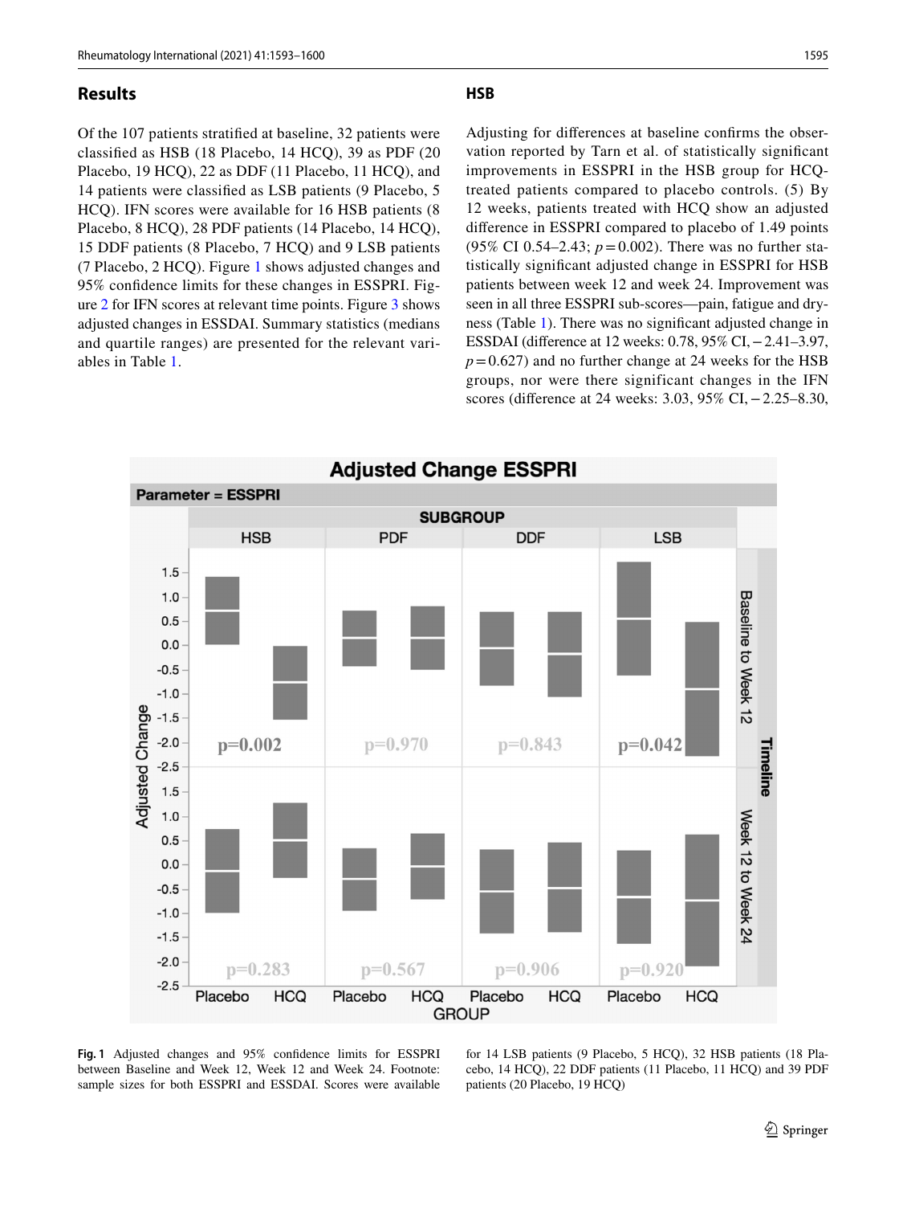## Results

Of the 107 patients stratified at baseline, 32 patients were classified as HSB (18 Placebo, 14 HCQ), 39 as PDF (20 Placebo, 19 HCQ), 22 as DDF (11 Placebo, 11 HCQ), and 14 patients were classified as LSB patients (9 Placebo, 5 HCQ). IFN scores were available for 16 HSB patients (8 Placebo, 8 HCQ), 28 PDF patients (14 Placebo, 14 HCQ), 15 DDF patients (8 Placebo, 7 HCQ) and 9 LSB patients (7 Placebo, 2 HCQ). Figure 1 shows adjusted changes and 95% confidence limits for these changes in ESSPRI. Figure 2 for IFN scores at relevant time points. Figure 3 shows adjusted changes in ESSDAI. Summary statistics (medians and quartile ranges) are presented for the relevant variables in Table 1.

### HSB

Adjusting for differences at baseline confirms the observation reported by Tarn et al. of statistically significant improvements in ESSPRI in the HSB group for HCQ-treated patients compared to placebo controls. (5) By 12 weeks, patients treated with HCQ show an adjusted difference in ESSPRI compared to placebo of 1.49 points (95% CI 0.54–2.43; $p = 0.002$). There was no further statistically significant adjusted change in ESSPRI for HSB patients between week 12 and week 24. Improvement was seen in all three ESSPRI sub-scores—pain, fatigue and dryness (Table 1). There was no significant adjusted change in ESSDAI (difference at 12 weeks: 0.78, 95% CI, −2.41–3.97, $p = 0.627$) and no further change at 24 weeks for the HSB groups, nor were there significant changes in the IFN scores (difference at 24 weeks: 3.03, 95% CI, −2.25–8.30,

Adjusted Change ESSPRI
Parameter = ESSPRI
SUBGROUP
HSB PDF DDF LSB
Adjusted Change
1.5 1.0 0.5 0.0 -0.5 -1.0 -1.5 -2.0 -2.5
p=0.002 p=0.970 p=0.843 p=0.042
Baseline to Week 12
p=0.283 p=0.567 p=0.906 p=0.920
Week 12 to Week 24
Timeline
Placebo HCQ Placebo HCQ Placebo HCQ Placebo HCQ
GROUP

**Fig. 1** Adjusted changes and 95% confidence limits for ESSPRI between Baseline and Week 12, Week 12 and Week 24. Footnote: sample sizes for both ESSPRI and ESSDAI. Scores were available for 14 LSB patients (9 Placebo, 5 HCQ), 32 HSB patients (18 Placebo, 14 HCQ), 22 DDF patients (11 Placebo, 11 HCQ) and 39 PDF patients (20 Placebo, 19 HCQ)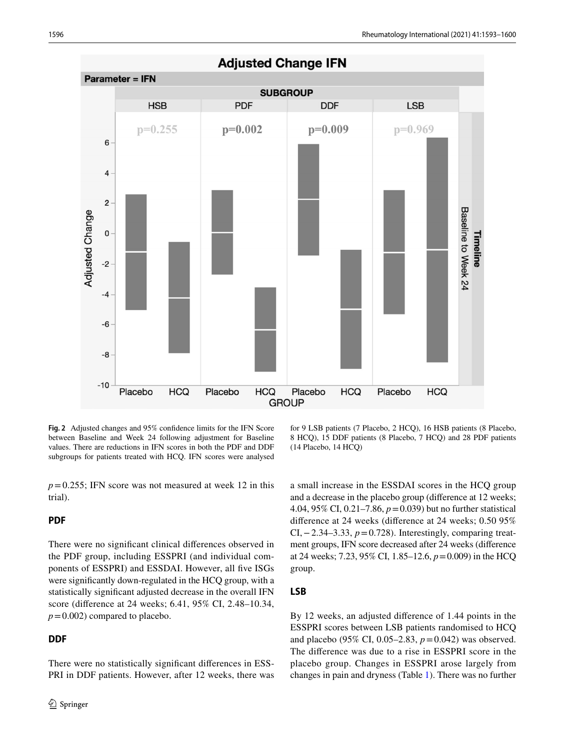Adjusted Change IFN

Parameter = IFN

SUBGROUP

HSB

PDF

DDF

LSB

p=0.255

p=0.002

p=0.009

p=0.969

Adjusted Change

6

4

2

0

-2

-4

-6

-8

-10

Placebo

HCQ

Placebo

HCQ

Placebo

HCQ

Placebo

HCQ

GROUP

Timeline

Baseline to Week 24

**Fig. 2** Adjusted changes and 95% confidence limits for the IFN Score between Baseline and Week 24 following adjustment for Baseline values. There are reductions in IFN scores in both the PDF and DDF subgroups for patients treated with HCQ. IFN scores were analysed for 9 LSB patients (7 Placebo, 2 HCQ), 16 HSB patients (8 Placebo, 8 HCQ), 15 DDF patients (8 Placebo, 7 HCQ) and 28 PDF patients (14 Placebo, 14 HCQ)

$p = 0.255$; IFN score was not measured at week 12 in this trial).

### PDF

There were no significant clinical differences observed in the PDF group, including ESSPRI (and individual components of ESSPRI) and ESSDAI. However, all five ISGs were significantly down-regulated in the HCQ group, with a statistically significant adjusted decrease in the overall IFN score (difference at 24 weeks; 6.41, 95% CI, 2.48–10.34, $p = 0.002$) compared to placebo.

### DDF

There were no statistically significant differences in ESSPRI in DDF patients. However, after 12 weeks, there was a small increase in the ESSDAI scores in the HCQ group and a decrease in the placebo group (difference at 12 weeks; 4.04, 95% CI, 0.21–7.86, $p = 0.039$) but no further statistical difference at 24 weeks (difference at 24 weeks; 0.50 95% CI, −2.34–3.33, $p = 0.728$). Interestingly, comparing treatment groups, IFN score decreased after 24 weeks (difference at 24 weeks; 7.23, 95% CI, 1.85–12.6, $p = 0.009$) in the HCQ group.

### LSB

By 12 weeks, an adjusted difference of 1.44 points in the ESSPRI scores between LSB patients randomised to HCQ and placebo (95% CI, 0.05–2.83, $p = 0.042$) was observed. The difference was due to a rise in ESSPRI score in the placebo group. Changes in ESSPRI arose largely from changes in pain and dryness (Table 1). There was no further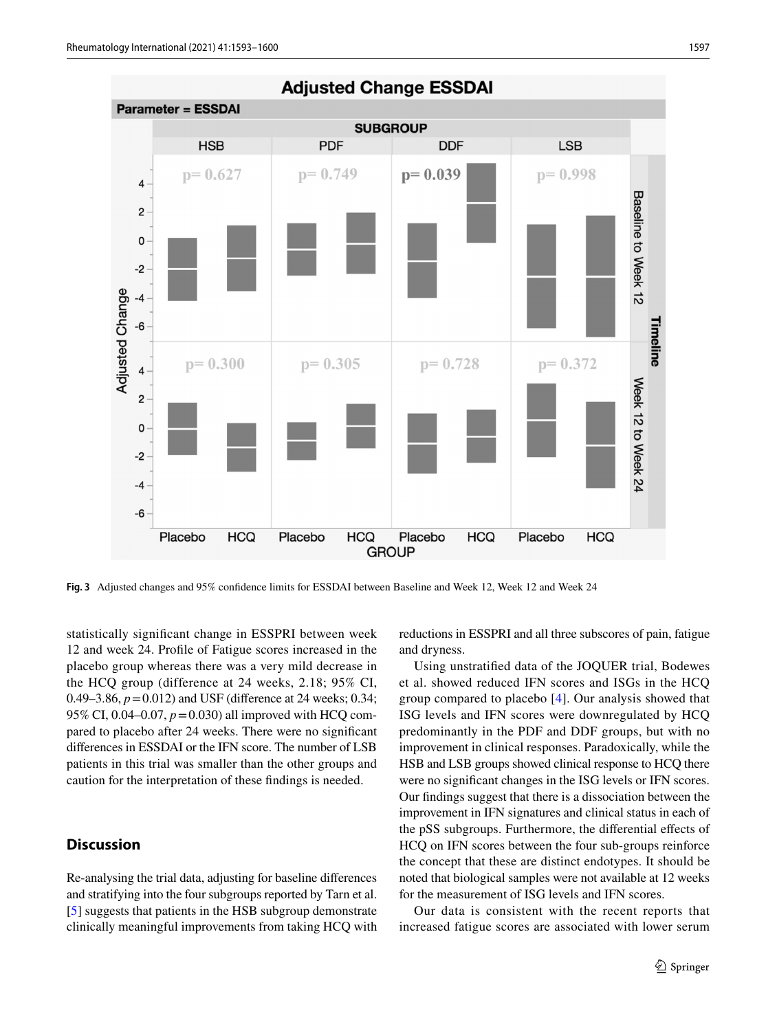Fig. 3 Adjusted changes and 95% confidence limits for ESSDAI between Baseline and Week 12, Week 12 and Week 24

statistically significant change in ESSPRI between week 12 and week 24. Profile of Fatigue scores increased in the placebo group whereas there was a very mild decrease in the HCQ group (difference at 24 weeks, 2.18; 95% CI, 0.49–3.86, $p=0.012$) and USF (difference at 24 weeks; 0.34; 95% CI, 0.04–0.07, $p=0.030$) all improved with HCQ compared to placebo after 24 weeks. There were no significant differences in ESSDAI or the IFN score. The number of LSB patients in this trial was smaller than the other groups and caution for the interpretation of these findings is needed.

## Discussion

Re-analysing the trial data, adjusting for baseline differences and stratifying into the four subgroups reported by Tarn et al. [5] suggests that patients in the HSB subgroup demonstrate clinically meaningful improvements from taking HCQ with reductions in ESSPRI and all three subscores of pain, fatigue and dryness.

Using unstratified data of the JOQUER trial, Bodewes et al. showed reduced IFN scores and ISGs in the HCQ group compared to placebo [4]. Our analysis showed that ISG levels and IFN scores were downregulated by HCQ predominantly in the PDF and DDF groups, but with no improvement in clinical responses. Paradoxically, while the HSB and LSB groups showed clinical response to HCQ there were no significant changes in the ISG levels or IFN scores. Our findings suggest that there is a dissociation between the improvement in IFN signatures and clinical status in each of the pSS subgroups. Furthermore, the differential effects of HCQ on IFN scores between the four sub-groups reinforce the concept that these are distinct endotypes. It should be noted that biological samples were not available at 12 weeks for the measurement of ISG levels and IFN scores.

Our data is consistent with the recent reports that increased fatigue scores are associated with lower serum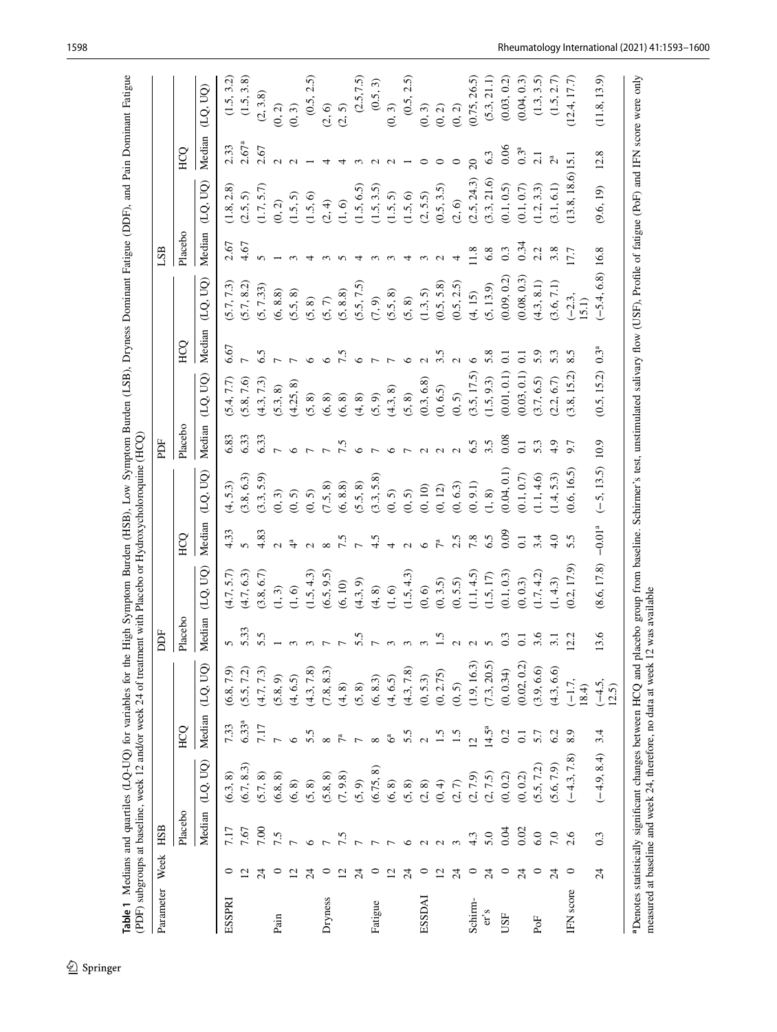**Table 1** Medians and quartiles (LQ-UQ) for variables for the High Symptom Burden (HSB), Low Symptom Burden (LSB), Dryness Dominant Fatigue (DDF), and Pain Dominant Fatigue (PDF) subgroups at baseline, week 12 and/or week 24 of treatment with Placebo or Hydroxycholoroquine (HCQ)

| Parameter | Week | HSB | | | | DDF | | | | PDF | | | | LSB | | | |
|---|---|---|---|---|---|---|---|---|---|---|---|---|---|---|---|---|---|
| | | Placebo | | HCQ | | Placebo | | HCQ | | Placebo | | HCQ | | Placebo | | HCQ | |
| | | Median | (LQ, UQ) | Median | (LQ, UQ) | Median | (LQ, UQ) | Median | (LQ, UQ) | Median | (LQ, UQ) | Median | (LQ, UQ) | Median | (LQ, UQ) | Median | (LQ, UQ) |
| ESSPRI | 0 | 7.17 | (6.3, 8) | 7.33 | (6.8, 7.9) | 5 | (4.7, 5.7) | 4.33 | (4, 5.3) | 6.83 | (5.4, 7.7) | 6.67 | (5.7, 7.3) | 2.67 | (1.8, 2.8) | 2.33 | (1.5, 3.2) |
| | 12 | 7.67 | (6.7, 8.3) | 6.33[a] | (5.5, 7.2) | 5.33 | (4.7, 6.3) | 5 | (3.8, 6.3) | 6.33 | (5.8, 7.6) | 7 | (5.7, 8.2) | 4.67 | (2.5, 5) | 2.67[a] | (1.5, 3.8) |
| | 24 | 7.00 | (5.7, 8) | 7.17 | (4.7, 7.3) | 5.5 | (3.8, 6.7) | 4.83 | (3.3, 5.9) | 6.33 | (4.3, 7.3) | 6.5 | (5, 7.33) | 5 | (1.7, 5.7) | 2.67 | (2, 3.8) |
| Pain | 0 | 7.5 | (6.8, 8) | 7 | (5.8, 9) | 1 | (1, 3) | 2 | (0, 3) | 7 | (5.3, 8) | 7 | (6, 8.8) | 1 | (0, 2) | 2 | (0, 2) |
| | 12 | 7 | (6, 8) | 6 | (4, 6.5) | 3 | (1, 6) | 4[a] | (0, 5) | 6 | (4.25, 8) | 7 | (5.5, 8) | 3 | (1.5, 5) | 2 | (0, 3) |
| | 24 | 6 | (5, 8) | 5.5 | (4.3, 7.8) | 3 | (1.5, 4.3) | 2 | (0, 5) | 7 | (5, 8) | 6 | (5, 8) | 4 | (1.5, 6) | 1 | (0.5, 2.5) |
| Dryness | 0 | 7 | (5.8, 8) | 8 | (7.8, 8.3) | 7 | (6.5, 9.5) | 8 | (7.5, 8) | 7 | (6, 8) | 6 | (5, 7) | 3 | (2, 4) | 4 | (2, 6) |
| | 12 | 7.5 | (7, 9.8) | 7[a] | (4, 8) | 7 | (6, 10) | 7.5 | (6, 8.8) | 7.5 | (6, 8) | 7.5 | (5, 8.8) | 5 | (1, 6) | 4 | (2, 5) |
| | 24 | 7 | (5, 9) | 7 | (5, 8) | 5.5 | (4.3, 9) | 7 | (5.5, 8) | 6 | (4, 8) | 6 | (5.5, 7.5) | 4 | (1.5, 6.5) | 3 | (2.5,7.5) |
| Fatigue | 0 | 7 | (6.75, 8) | 8 | (6, 8.3) | 7 | (4, 8) | 4.5 | (3.3, 5.8) | 7 | (5, 9) | 7 | (7, 9) | 3 | (1.5, 3.5) | 2 | (0.5, 3) |
| | 12 | 7 | (6, 8) | 6[a] | (4, 6.5) | 3 | (1, 6) | 4 | (0, 5) | 6 | (4.3, 8) | 7 | (5.5, 8) | 3 | (1.5, 5) | 2 | (0, 3) |
| | 24 | 6 | (5, 8) | 5.5 | (4.3, 7.8) | 3 | (1.5, 4.3) | 2 | (0, 5) | 7 | (5, 8) | 6 | (5, 8) | 4 | (1.5, 6) | 1 | (0.5, 2.5) |
| ESSDAI | 0 | 2 | (2, 8) | 2 | (0, 5.3) | 3 | (0, 6) | 6 | (0, 10) | 2 | (0.3, 6.8) | 2 | (1.3, 5) | 3 | (2, 5.5) | 0 | (0, 3) |
| | 12 | 2 | (0, 4) | 1.5 | (0, 2.75) | 1.5 | (0, 3.5) | 7[a] | (0, 12) | 2 | (0, 6.5) | 3.5 | (0.5, 5.8) | 2 | (0.5, 3.5) | 0 | (0, 2) |
| | 24 | 3 | (2, 7) | 1.5 | (0, 5) | 2 | (0, 5.5) | 2.5 | (0, 6.3) | 2 | (0, 5) | 2 | (0.5, 2.5) | 4 | (2, 6) | 0 | (0, 2) |
| Schirmer's | 0 | 4.3 | (2, 7.9) | 12 | (1.9, 16.3) | 2 | (1.1, 4.5) | 7.8 | (0, 9.1) | 6.5 | (3.5, 17.5) | 6 | (4, 15) | 11.8 | (2.5, 24.3) | 20 | (0.75, 26.5) |
| | 24 | 5.0 | (2, 7.5) | 14.5[a] | (7.3, 20.5) | 5 | (1.5, 17) | 6.5 | (1, 8) | 3.5 | (1.5, 9.3) | 5.8 | (5, 13.9) | 6.8 | (3.3, 21.6) | 6.3 | (5.3, 21.1) |
| USF | 0 | 0.04 | (0, 0.2) | 0.2 | (0, 0.34) | 0.3 | (0.1, 0.3) | 0.09 | (0.04, 0.1) | 0.08 | (0.01, 0.1) | 0.1 | (0.09, 0.2) | 0.3 | (0.1, 0.5) | 0.06 | (0.03, 0.2) |
| | 24 | 0.02 | (0, 0.2) | 0.1 | (0.02, 0.2) | 0.1 | (0, 0.3) | 0.1 | (0.1, 0.7) | 0.1 | (0.03, 0.1) | 0.1 | (0.08, 0.3) | 0.34 | (0.1, 0.7) | 0.3[a] | (0.04, 0.3) |
| PoF | 0 | 6.0 | (5.5, 7.2) | 5.7 | (3.9, 6.6) | 3.6 | (1.7, 4.2) | 3.4 | (1.1, 4.6) | 5.3 | (3.7, 6.5) | 5.9 | (4.3, 8.1) | 2.2 | (1.2, 3.3) | 2.1 | (1.3, 3.5) |
| | 24 | 7.0 | (5.6, 7.9) | 6.2 | (4.3, 6.6) | 3.1 | (1, 4.3) | 4.0 | (1.4, 5.3) | 4.9 | (2.2, 6.7) | 5.3 | (3.6, 7.1) | 3.8 | (3.1, 6.1) | 2[a] | (1.5, 2.7) |
| IFN score | 0 | 2.6 | (−4.3, 7.8) | 8.9 | (−1.7, 18.4) | 12.2 | (0.2, 17.9) | 5.5 | (0.6, 16.5) | 9.7 | (3.8, 15.2) | 8.5 | (−2.3, 15.1) | 17.7 | (13.8, 18.6) | 15.1 | (12.4, 17.7) |
| | 24 | 0.3 | (−4.9, 8.4) | 3.4 | (−4.5, 12.5) | 13.6 | (8.6, 17.8) | −0.01[a] | (−5, 13.5) | 10.9 | (0.5, 15.2) | 0.3[a] | (−5.4, 6.8) | 16.8 | (9.6, 19) | 12.8 | (11.8, 13.9) |

[a]Denotes statistically significant changes between HCQ and placebo group from baseline. Schirmer's test, unstimulated salivary flow (USF), Profile of fatigue (PoF) and IFN score were only measured at baseline and week 24, therefore, no data at week 12 was available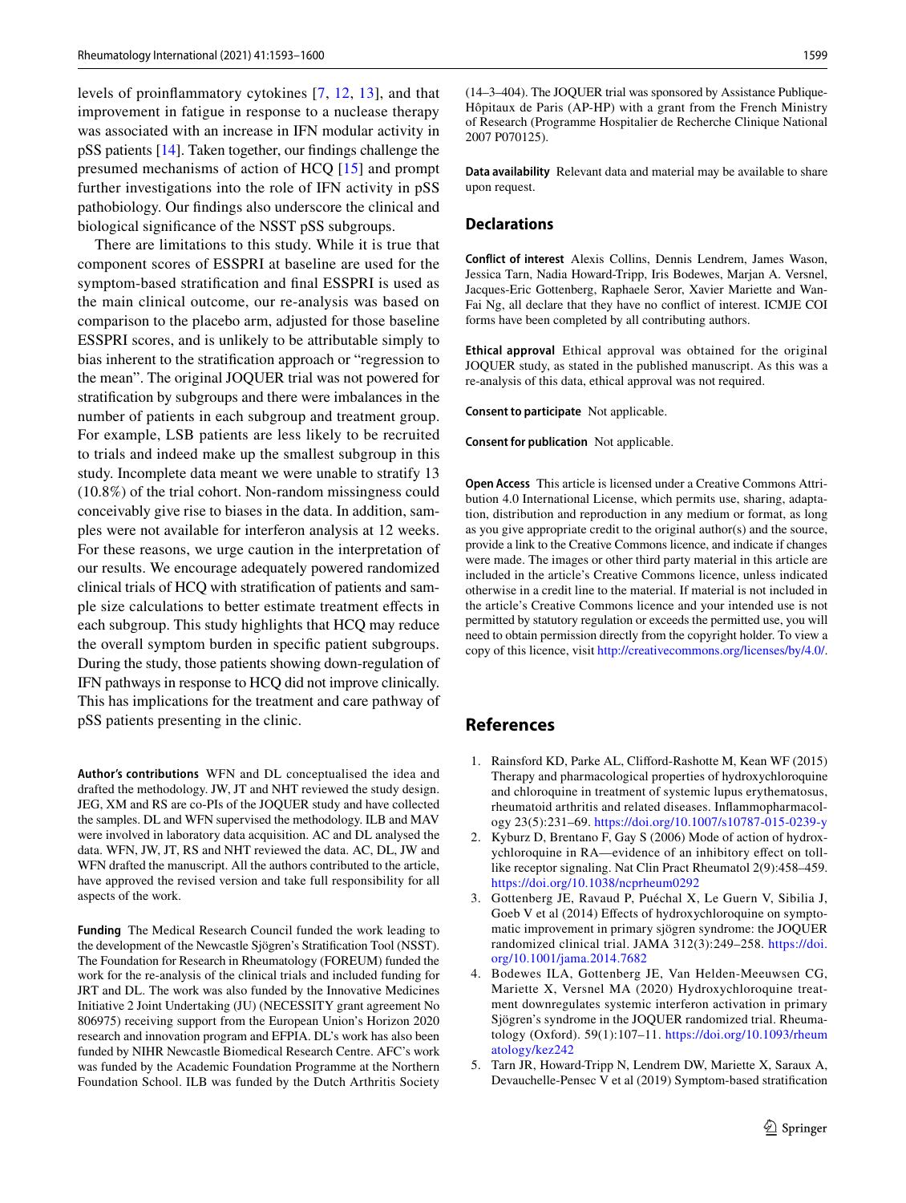levels of proinflammatory cytokines [7, 12, 13], and that improvement in fatigue in response to a nuclease therapy was associated with an increase in IFN modular activity in pSS patients [14]. Taken together, our findings challenge the presumed mechanisms of action of HCQ [15] and prompt further investigations into the role of IFN activity in pSS pathobiology. Our findings also underscore the clinical and biological significance of the NSST pSS subgroups.

There are limitations to this study. While it is true that component scores of ESSPRI at baseline are used for the symptom-based stratification and final ESSPRI is used as the main clinical outcome, our re-analysis was based on comparison to the placebo arm, adjusted for those baseline ESSPRI scores, and is unlikely to be attributable simply to bias inherent to the stratification approach or "regression to the mean". The original JOQUER trial was not powered for stratification by subgroups and there were imbalances in the number of patients in each subgroup and treatment group. For example, LSB patients are less likely to be recruited to trials and indeed make up the smallest subgroup in this study. Incomplete data meant we were unable to stratify 13 (10.8%) of the trial cohort. Non-random missingness could conceivably give rise to biases in the data. In addition, samples were not available for interferon analysis at 12 weeks. For these reasons, we urge caution in the interpretation of our results. We encourage adequately powered randomized clinical trials of HCQ with stratification of patients and sample size calculations to better estimate treatment effects in each subgroup. This study highlights that HCQ may reduce the overall symptom burden in specific patient subgroups. During the study, those patients showing down-regulation of IFN pathways in response to HCQ did not improve clinically. This has implications for the treatment and care pathway of pSS patients presenting in the clinic.

**Author's contributions** WFN and DL conceptualised the idea and drafted the methodology. JW, JT and NHT reviewed the study design. JEG, XM and RS are co-PIs of the JOQUER study and have collected the samples. DL and WFN supervised the methodology. ILB and MAV were involved in laboratory data acquisition. AC and DL analysed the data. WFN, JW, JT, RS and NHT reviewed the data. AC, DL, JW and WFN drafted the manuscript. All the authors contributed to the article, have approved the revised version and take full responsibility for all aspects of the work.

**Funding** The Medical Research Council funded the work leading to the development of the Newcastle Sjögren's Stratification Tool (NSST). The Foundation for Research in Rheumatology (FOREUM) funded the work for the re-analysis of the clinical trials and included funding for JRT and DL. The work was also funded by the Innovative Medicines Initiative 2 Joint Undertaking (JU) (NECESSITY grant agreement No 806975) receiving support from the European Union's Horizon 2020 research and innovation program and EFPIA. DL's work has also been funded by NIHR Newcastle Biomedical Research Centre. AFC's work was funded by the Academic Foundation Programme at the Northern Foundation School. ILB was funded by the Dutch Arthritis Society (14–3–404). The JOQUER trial was sponsored by Assistance Publique-Hôpitaux de Paris (AP-HP) with a grant from the French Ministry of Research (Programme Hospitalier de Recherche Clinique National 2007 P070125).

**Data availability** Relevant data and material may be available to share upon request.

## Declarations

**Conflict of interest** Alexis Collins, Dennis Lendrem, James Wason, Jessica Tarn, Nadia Howard-Tripp, Iris Bodewes, Marjan A. Versnel, Jacques-Eric Gottenberg, Raphaele Seror, Xavier Mariette and Wan-Fai Ng, all declare that they have no conflict of interest. ICMJE COI forms have been completed by all contributing authors.

**Ethical approval** Ethical approval was obtained for the original JOQUER study, as stated in the published manuscript. As this was a re-analysis of this data, ethical approval was not required.

**Consent to participate** Not applicable.

**Consent for publication** Not applicable.

**Open Access** This article is licensed under a Creative Commons Attribution 4.0 International License, which permits use, sharing, adaptation, distribution and reproduction in any medium or format, as long as you give appropriate credit to the original author(s) and the source, provide a link to the Creative Commons licence, and indicate if changes were made. The images or other third party material in this article are included in the article's Creative Commons licence, unless indicated otherwise in a credit line to the material. If material is not included in the article's Creative Commons licence and your intended use is not permitted by statutory regulation or exceeds the permitted use, you will need to obtain permission directly from the copyright holder. To view a copy of this licence, visit http://creativecommons.org/licenses/by/4.0/.

## References

1. Rainsford KD, Parke AL, Clifford-Rashotte M, Kean WF (2015) Therapy and pharmacological properties of hydroxychloroquine and chloroquine in treatment of systemic lupus erythematosus, rheumatoid arthritis and related diseases. Inflammopharmacology 23(5):231–69. https://doi.org/10.1007/s10787-015-0239-y
2. Kyburz D, Brentano F, Gay S (2006) Mode of action of hydroxychloroquine in RA—evidence of an inhibitory effect on toll-like receptor signaling. Nat Clin Pract Rheumatol 2(9):458–459. https://doi.org/10.1038/ncprheum0292
3. Gottenberg JE, Ravaud P, Puéchal X, Le Guern V, Sibilia J, Goeb V et al (2014) Effects of hydroxychloroquine on symptomatic improvement in primary sjögren syndrome: the JOQUER randomized clinical trial. JAMA 312(3):249–258. https://doi.org/10.1001/jama.2014.7682
4. Bodewes ILA, Gottenberg JE, Van Helden-Meeuwsen CG, Mariette X, Versnel MA (2020) Hydroxychloroquine treatment downregulates systemic interferon activation in primary Sjögren's syndrome in the JOQUER randomized trial. Rheumatology (Oxford). 59(1):107–11. https://doi.org/10.1093/rheumatology/kez242
5. Tarn JR, Howard-Tripp N, Lendrem DW, Mariette X, Saraux A, Devauchelle-Pensec V et al (2019) Symptom-based stratification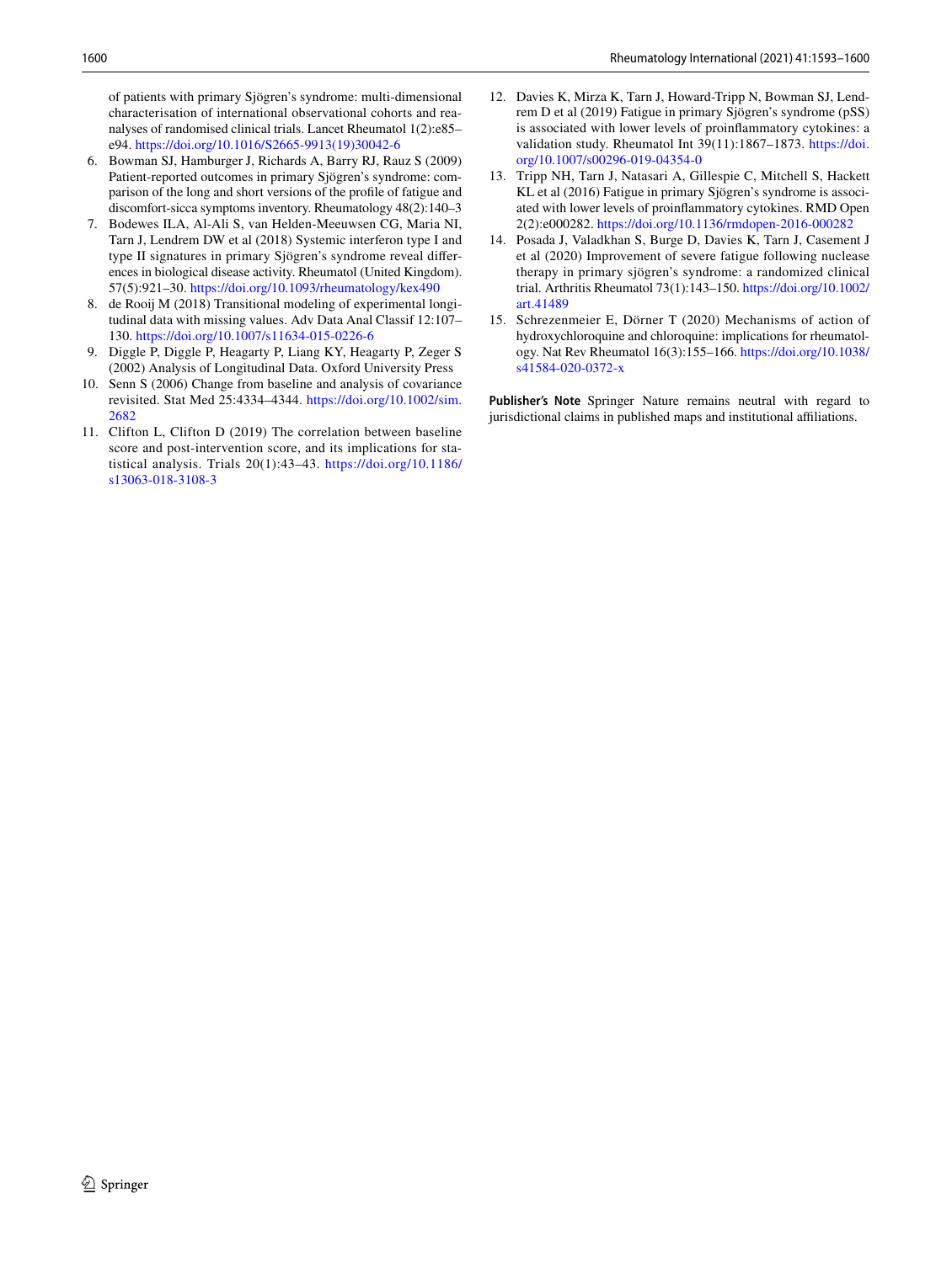of patients with primary Sjögren's syndrome: multi-dimensional characterisation of international observational cohorts and reanalyses of randomised clinical trials. Lancet Rheumatol 1(2):e85–e94. https://doi.org/10.1016/S2665-9913(19)30042-6

6. Bowman SJ, Hamburger J, Richards A, Barry RJ, Rauz S (2009) Patient-reported outcomes in primary Sjögren's syndrome: comparison of the long and short versions of the profile of fatigue and discomfort-sicca symptoms inventory. Rheumatology 48(2):140–3
7. Bodewes ILA, Al-Ali S, van Helden-Meeuwsen CG, Maria NI, Tarn J, Lendrem DW et al (2018) Systemic interferon type I and type II signatures in primary Sjögren's syndrome reveal differences in biological disease activity. Rheumatol (United Kingdom). 57(5):921–30. https://doi.org/10.1093/rheumatology/kex490
8. de Rooij M (2018) Transitional modeling of experimental longitudinal data with missing values. Adv Data Anal Classif 12:107–130. https://doi.org/10.1007/s11634-015-0226-6
9. Diggle P, Diggle P, Heagarty P, Liang KY, Heagarty P, Zeger S (2002) Analysis of Longitudinal Data. Oxford University Press
10. Senn S (2006) Change from baseline and analysis of covariance revisited. Stat Med 25:4334–4344. https://doi.org/10.1002/sim.2682
11. Clifton L, Clifton D (2019) The correlation between baseline score and post-intervention score, and its implications for statistical analysis. Trials 20(1):43–43. https://doi.org/10.1186/s13063-018-3108-3
12. Davies K, Mirza K, Tarn J, Howard-Tripp N, Bowman SJ, Lendrem D et al (2019) Fatigue in primary Sjögren's syndrome (pSS) is associated with lower levels of proinflammatory cytokines: a validation study. Rheumatol Int 39(11):1867–1873. https://doi.org/10.1007/s00296-019-04354-0
13. Tripp NH, Tarn J, Natasari A, Gillespie C, Mitchell S, Hackett KL et al (2016) Fatigue in primary Sjögren's syndrome is associated with lower levels of proinflammatory cytokines. RMD Open 2(2):e000282. https://doi.org/10.1136/rmdopen-2016-000282
14. Posada J, Valadkhan S, Burge D, Davies K, Tarn J, Casement J et al (2020) Improvement of severe fatigue following nuclease therapy in primary sjögren's syndrome: a randomized clinical trial. Arthritis Rheumatol 73(1):143–150. https://doi.org/10.1002/art.41489
15. Schrezenmeier E, Dörner T (2020) Mechanisms of action of hydroxychloroquine and chloroquine: implications for rheumatology. Nat Rev Rheumatol 16(3):155–166. https://doi.org/10.1038/s41584-020-0372-x

**Publisher's Note** Springer Nature remains neutral with regard to jurisdictional claims in published maps and institutional affiliations.